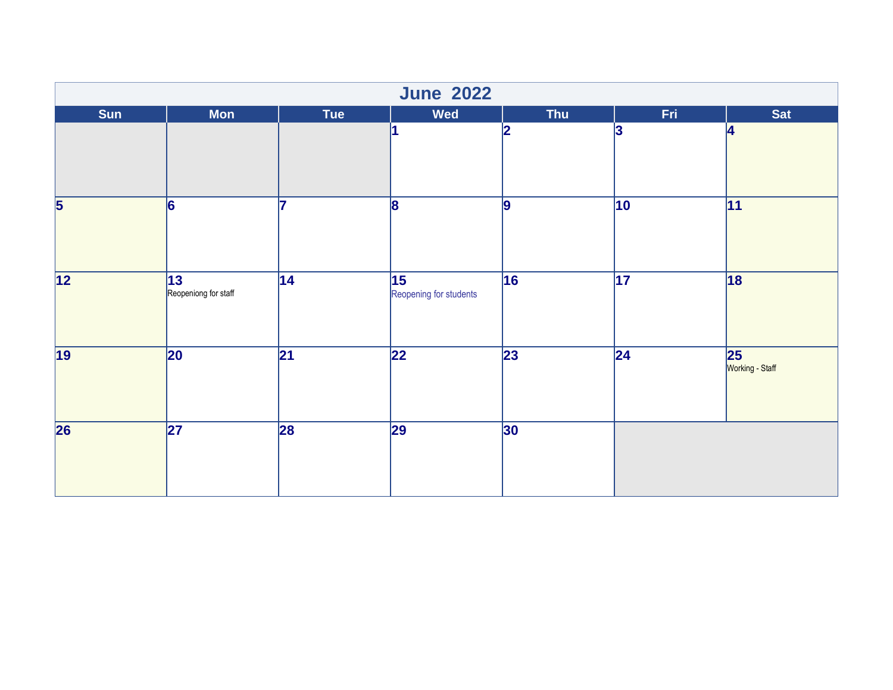# June 2022

| Sun | Mon | Tue | Wed | Thu | Fri | Sat |
|---|---|---|---|---|---|---|
| | | | 1 | 2 | 3 | 4 |
| 5 | 6 | 7 | 8 | 9 | 10 | 11 |
| 12 | 13 Reopeniong for staff | 14 | 15 Reopening for students | 16 | 17 | 18 |
| 19 | 20 | 21 | 22 | 23 | 24 | 25 Working - Staff |
| 26 | 27 | 28 | 29 | 30 | | |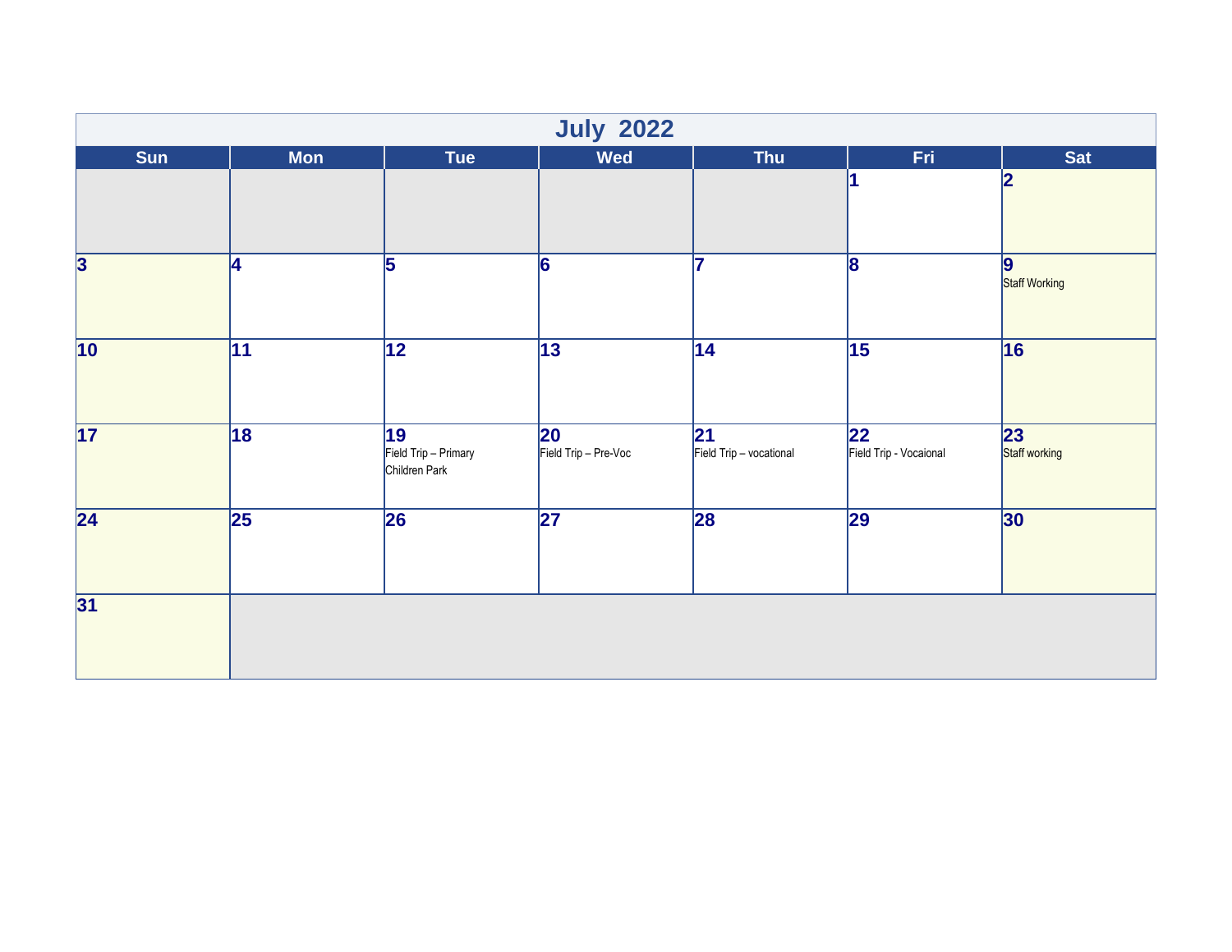# July 2022

| Sun | Mon | Tue | Wed | Thu | Fri | Sat |
|---|---|---|---|---|---|---|
| | | | | | 1 | 2 |
| 3 | 4 | 5 | 6 | 7 | 8 | 9 Staff Working |
| 10 | 11 | 12 | 13 | 14 | 15 | 16 |
| 17 | 18 | 19 Field Trip – Primary Children Park | 20 Field Trip – Pre-Voc | 21 Field Trip – vocational | 22 Field Trip - Vocaional | 23 Staff working |
| 24 | 25 | 26 | 27 | 28 | 29 | 30 |
| 31 | | | | | | |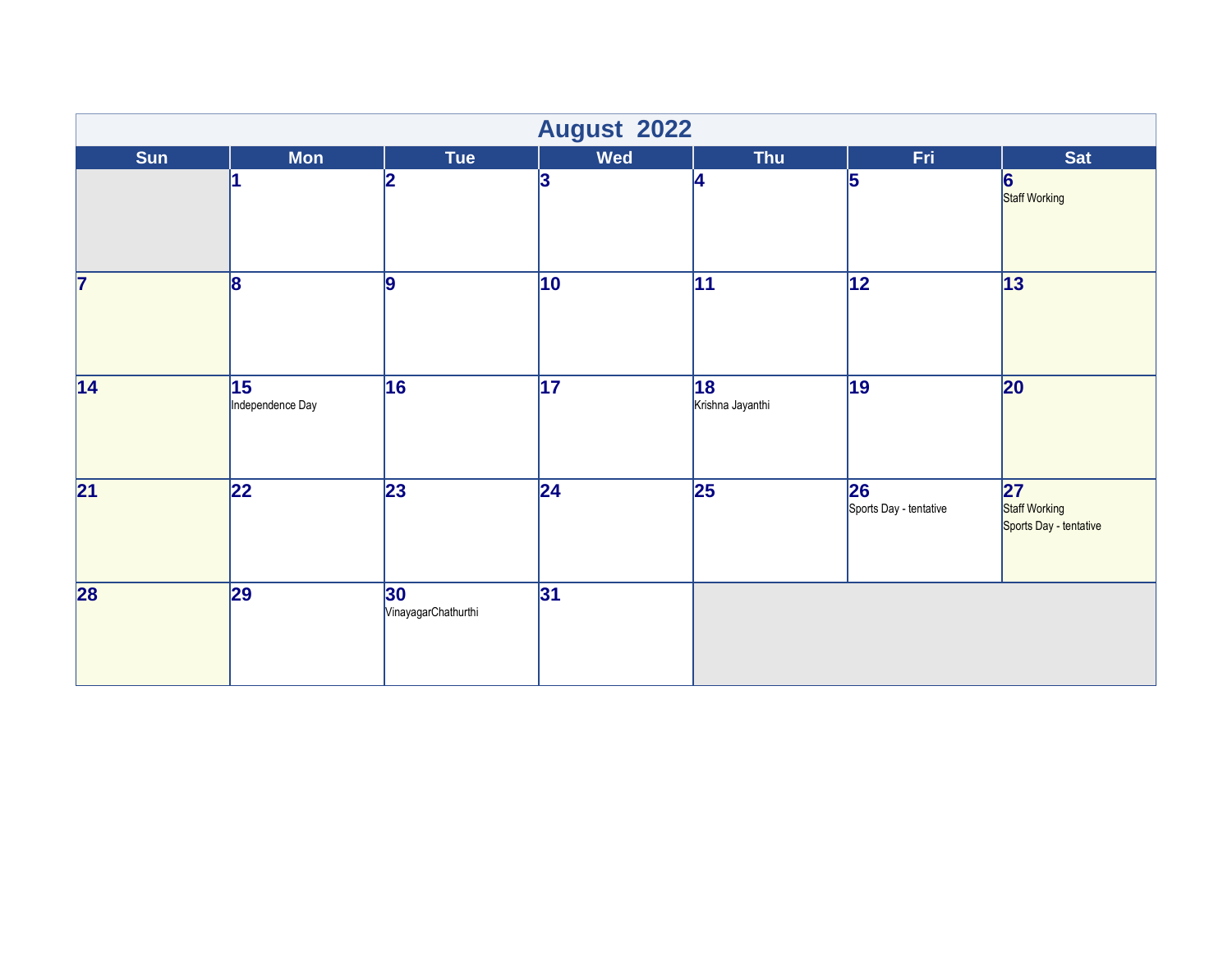# August 2022

| Sun | Mon | Tue | Wed | Thu | Fri | Sat |
|---|---|---|---|---|---|---|
| | 1 | 2 | 3 | 4 | 5 | 6<br>Staff Working |
| 7 | 8 | 9 | 10 | 11 | 12 | 13 |
| 14 | 15<br>Independence Day | 16 | 17 | 18<br>Krishna Jayanthi | 19 | 20 |
| 21 | 22 | 23 | 24 | 25 | 26<br>Sports Day - tentative | 27<br>Staff Working<br>Sports Day - tentative |
| 28 | 29 | 30<br>VinayagarChathurthi | 31 | | | |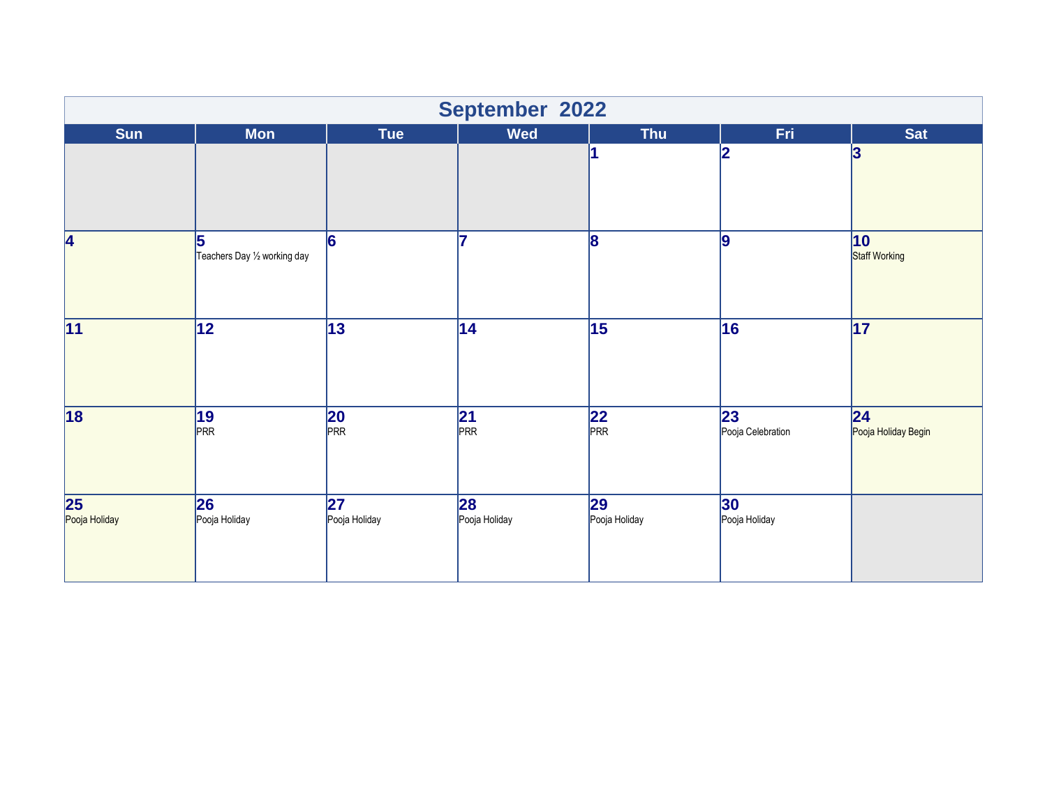# September 2022

| Sun | Mon | Tue | Wed | Thu | Fri | Sat |
|---|---|---|---|---|---|---|
| | | | | 1 | 2 | 3 |
| 4 | 5 Teachers Day ½ working day | 6 | 7 | 8 | 9 | 10 Staff Working |
| 11 | 12 | 13 | 14 | 15 | 16 | 17 |
| 18 | 19 PRR | 20 PRR | 21 PRR | 22 PRR | 23 Pooja Celebration | 24 Pooja Holiday Begin |
| 25 Pooja Holiday | 26 Pooja Holiday | 27 Pooja Holiday | 28 Pooja Holiday | 29 Pooja Holiday | 30 Pooja Holiday | |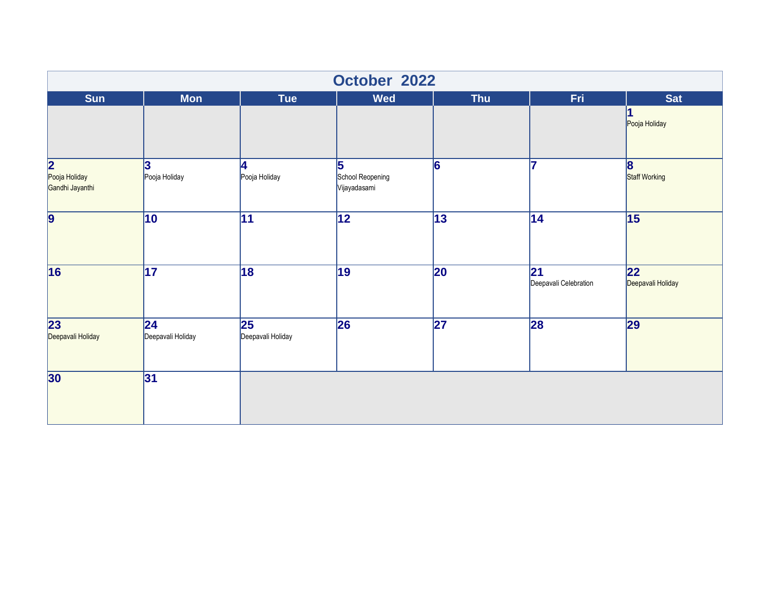# October 2022

| Sun | Mon | Tue | Wed | Thu | Fri | Sat |
|---|---|---|---|---|---|---|
| | | | | | | 1 Pooja Holiday |
| 2 Pooja Holiday Gandhi Jayanthi | 3 Pooja Holiday | 4 Pooja Holiday | 5 School Reopening Vijayadasami | 6 | 7 | 8 Staff Working |
| 9 | 10 | 11 | 12 | 13 | 14 | 15 |
| 16 | 17 | 18 | 19 | 20 | 21 Deepavali Celebration | 22 Deepavali Holiday |
| 23 Deepavali Holiday | 24 Deepavali Holiday | 25 Deepavali Holiday | 26 | 27 | 28 | 29 |
| 30 | 31 | | | | | |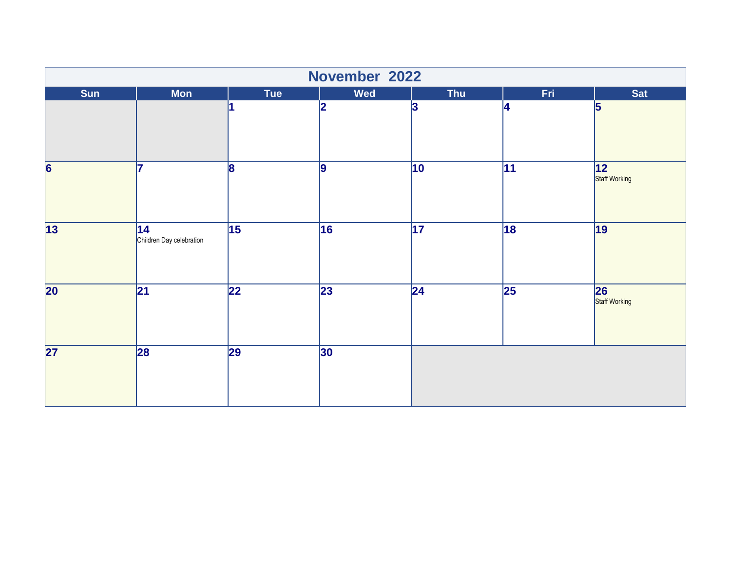# November 2022

| Sun | Mon | Tue | Wed | Thu | Fri | Sat |
|---|---|---|---|---|---|---|
| | | 1 | 2 | 3 | 4 | 5 |
| 6 | 7 | 8 | 9 | 10 | 11 | 12 Staff Working |
| 13 | 14 Children Day celebration | 15 | 16 | 17 | 18 | 19 |
| 20 | 21 | 22 | 23 | 24 | 25 | 26 Staff Working |
| 27 | 28 | 29 | 30 | | | |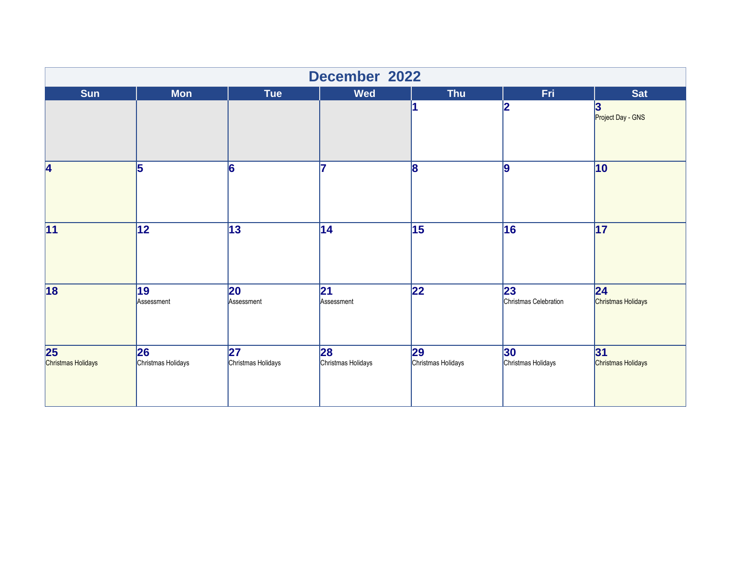# December 2022

| Sun | Mon | Tue | Wed | Thu | Fri | Sat |
|---|---|---|---|---|---|---|
| | | | | 1 | 2 | 3 Project Day - GNS |
| 4 | 5 | 6 | 7 | 8 | 9 | 10 |
| 11 | 12 | 13 | 14 | 15 | 16 | 17 |
| 18 | 19 Assessment | 20 Assessment | 21 Assessment | 22 | 23 Christmas Celebration | 24 Christmas Holidays |
| 25 Christmas Holidays | 26 Christmas Holidays | 27 Christmas Holidays | 28 Christmas Holidays | 29 Christmas Holidays | 30 Christmas Holidays | 31 Christmas Holidays |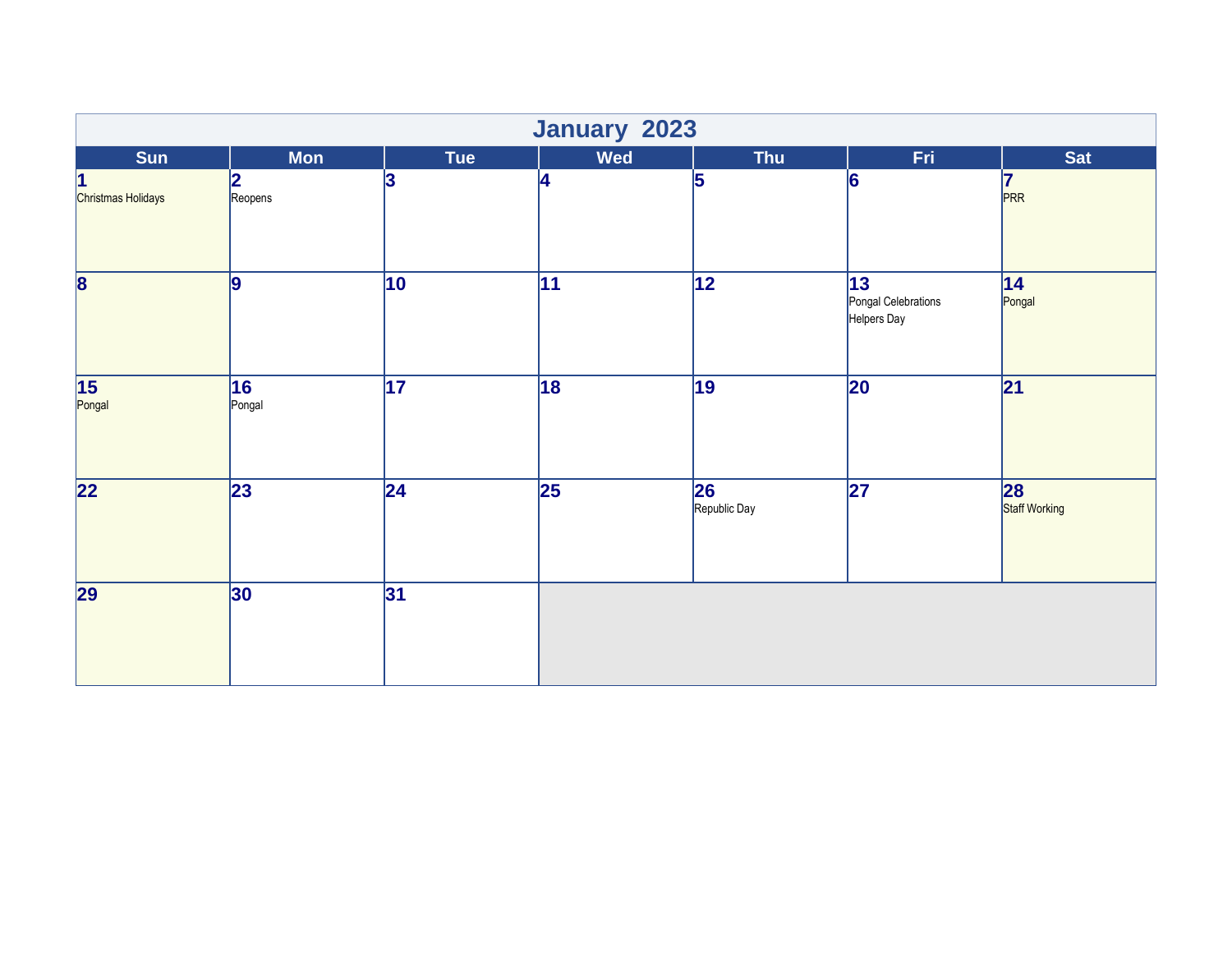# January 2023

| Sun | Mon | Tue | Wed | Thu | Fri | Sat |
|---|---|---|---|---|---|---|
| 1 Christmas Holidays | 2 Reopens | 3 | 4 | 5 | 6 | 7 PRR |
| 8 | 9 | 10 | 11 | 12 | 13 Pongal Celebrations Helpers Day | 14 Pongal |
| 15 Pongal | 16 Pongal | 17 | 18 | 19 | 20 | 21 |
| 22 | 23 | 24 | 25 | 26 Republic Day | 27 | 28 Staff Working |
| 29 | 30 | 31 | | | | |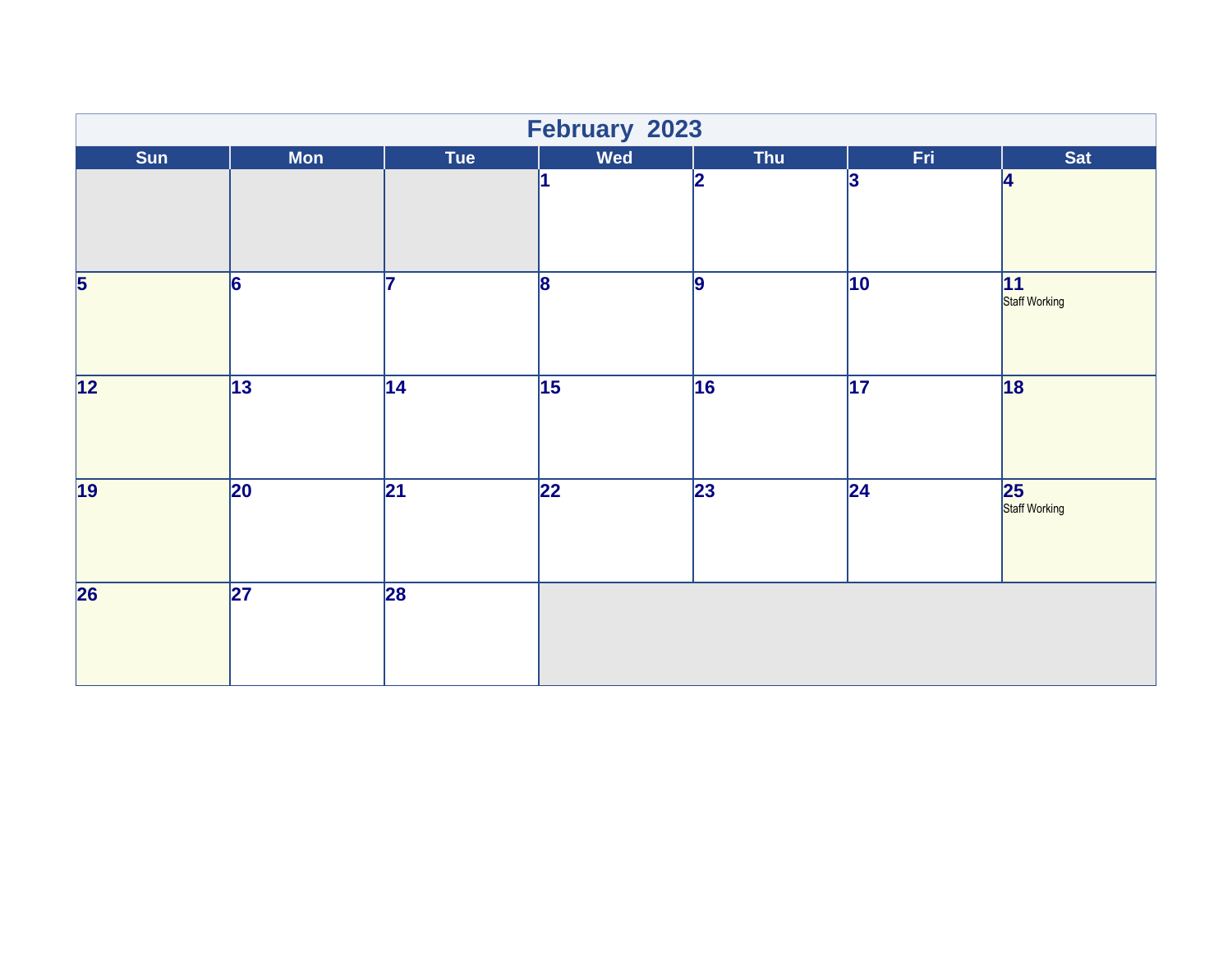# February 2023

| Sun | Mon | Tue | Wed | Thu | Fri | Sat |
|---|---|---|---|---|---|---|
| | | | 1 | 2 | 3 | 4 |
| 5 | 6 | 7 | 8 | 9 | 10 | 11 Staff Working |
| 12 | 13 | 14 | 15 | 16 | 17 | 18 |
| 19 | 20 | 21 | 22 | 23 | 24 | 25 Staff Working |
| 26 | 27 | 28 | | | | |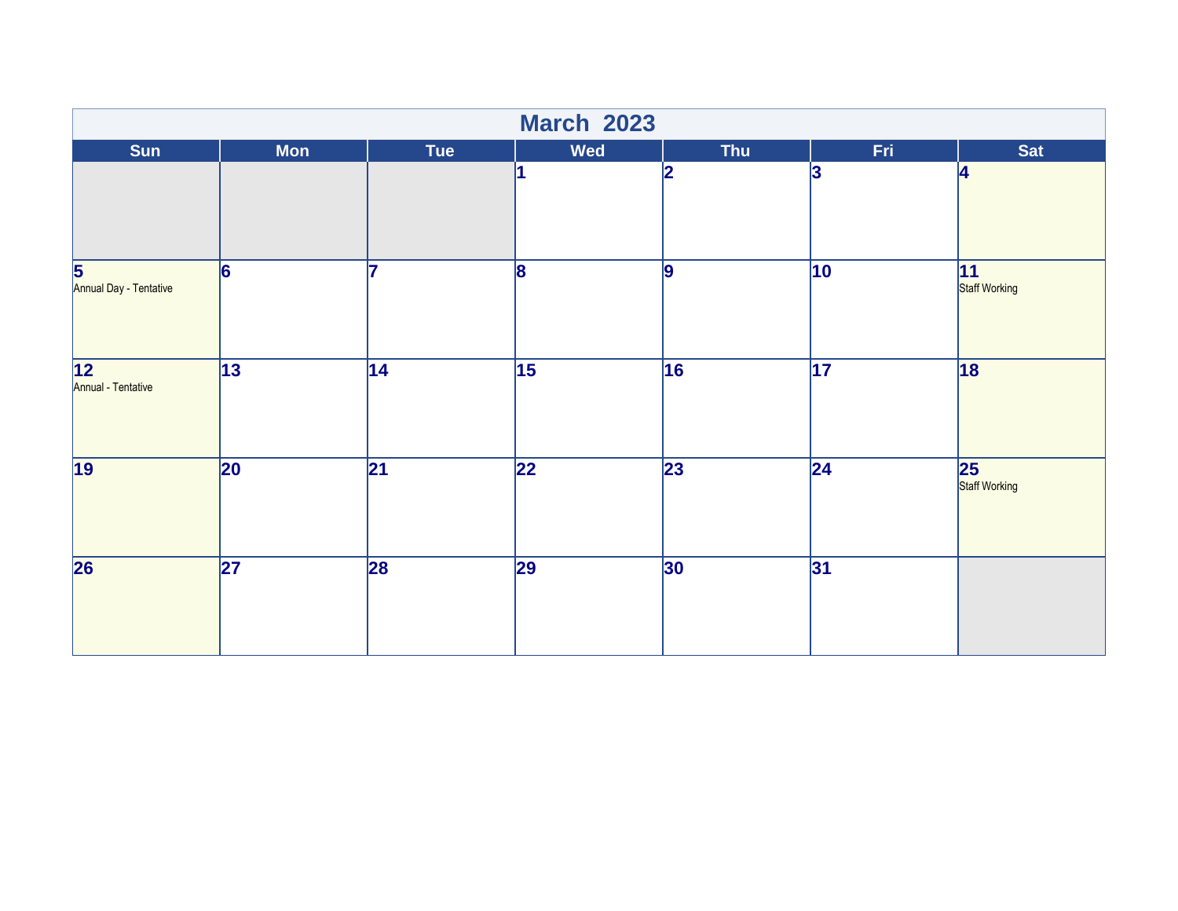# March 2023

| Sun | Mon | Tue | Wed | Thu | Fri | Sat |
|---|---|---|---|---|---|---|
| | | | 1 | 2 | 3 | 4 |
| 5 Annual Day - Tentative | 6 | 7 | 8 | 9 | 10 | 11 Staff Working |
| 12 Annual - Tentative | 13 | 14 | 15 | 16 | 17 | 18 |
| 19 | 20 | 21 | 22 | 23 | 24 | 25 Staff Working |
| 26 | 27 | 28 | 29 | 30 | 31 | |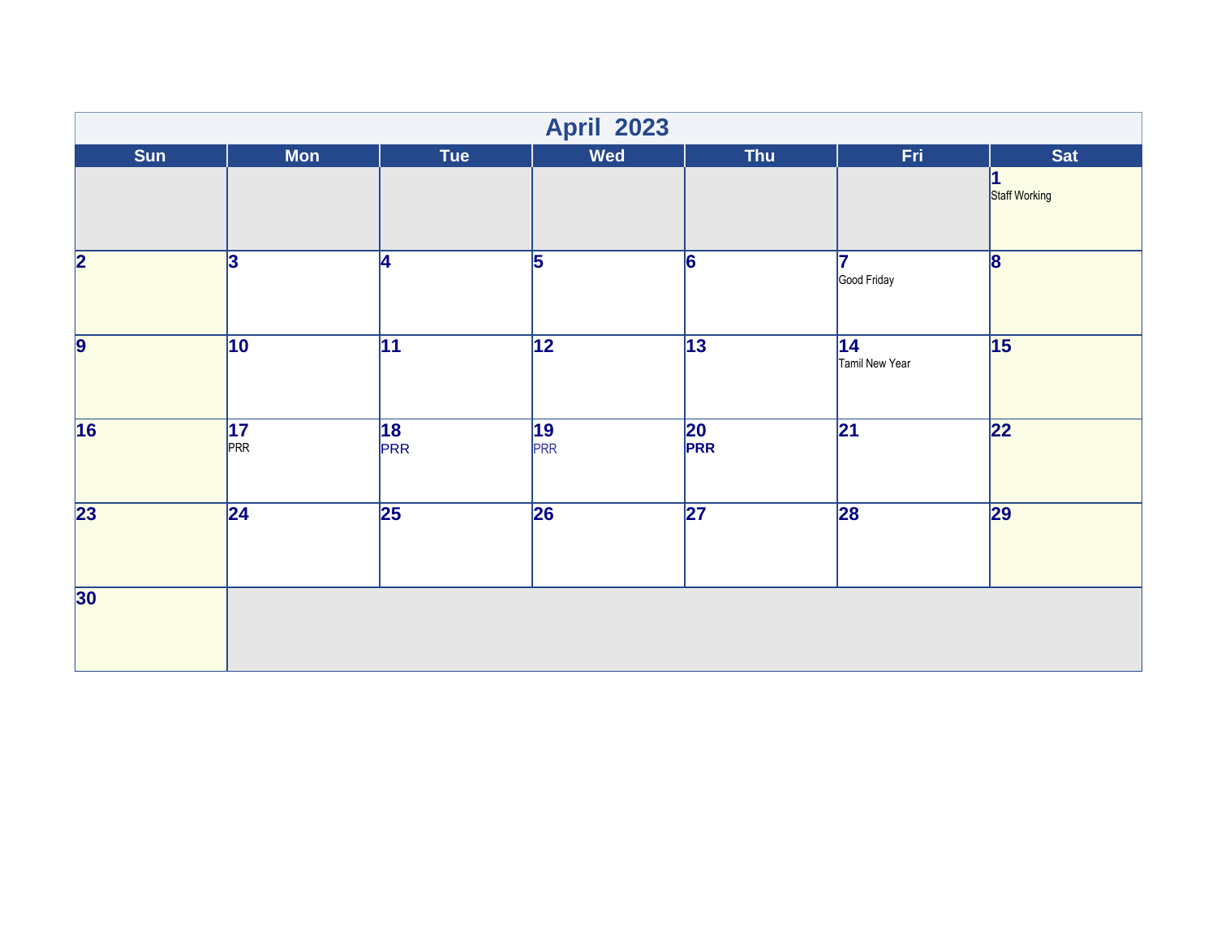# April 2023

| Sun | Mon | Tue | Wed | Thu | Fri | Sat |
|---|---|---|---|---|---|---|
| | | | | | | 1 Staff Working |
| 2 | 3 | 4 | 5 | 6 | 7 Good Friday | 8 |
| 9 | 10 | 11 | 12 | 13 | 14 Tamil New Year | 15 |
| 16 | 17 PRR | 18 PRR | 19 PRR | 20 **PRR** | 21 | 22 |
| 23 | 24 | 25 | 26 | 27 | 28 | 29 |
| 30 | | | | | | |